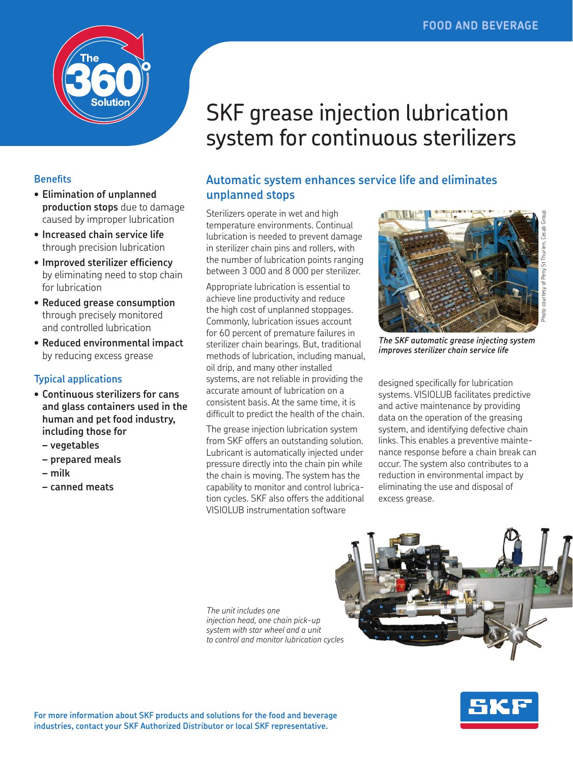# SKF grease injection lubrication system for continuous sterilizers

## Benefits

- **Elimination of unplanned production stops** due to damage caused by improper lubrication
- **Increased chain service life** through precision lubrication
- **Improved sterilizer efficiency** by eliminating need to stop chain for lubrication
- **Reduced grease consumption** through precisely monitored and controlled lubrication
- **Reduced environmental impact** by reducing excess grease

## Typical applications

- **Continuous sterilizers for cans and glass containers used in the human and pet food industry, including those for**
  - **vegetables**
  - **prepared meals**
  - **milk**
  - **canned meats**

## Automatic system enhances service life and eliminates unplanned stops

Sterilizers operate in wet and high temperature environments. Continual lubrication is needed to prevent damage in sterilizer chain pins and rollers, with the number of lubrication points ranging between 3 000 and 8 000 per sterilizer.

Appropriate lubrication is essential to achieve line productivity and reduce the high cost of unplanned stoppages. Commonly, lubrication issues account for 60 percent of premature failures in sterilizer chain bearings. But, traditional methods of lubrication, including manual, oil drip, and many other installed systems, are not reliable in providing the accurate amount of lubrication on a consistent basis. At the same time, it is difficult to predict the health of the chain.

The grease injection lubrication system from SKF offers an outstanding solution. Lubricant is automatically injected under pressure directly into the chain pin while the chain is moving. The system has the capability to monitor and control lubrication cycles. SKF also offers the additional VISIOLUB instrumentation software designed specifically for lubrication systems. VISIOLUB facilitates predictive and active maintenance by providing data on the operation of the greasing system, and identifying defective chain links. This enables a preventive maintenance response before a chain break can occur. The system also contributes to a reduction in environmental impact by eliminating the use and disposal of excess grease.

*The SKF automatic grease injecting system improves sterilizer chain service life*

Photo courtesy of Peny St Thurien, Cecab Group

*The unit includes one injection head, one chain pick-up system with star wheel and a unit to control and monitor lubrication cycles*

**For more information about SKF products and solutions for the food and beverage industries, contact your SKF Authorized Distributor or local SKF representative.**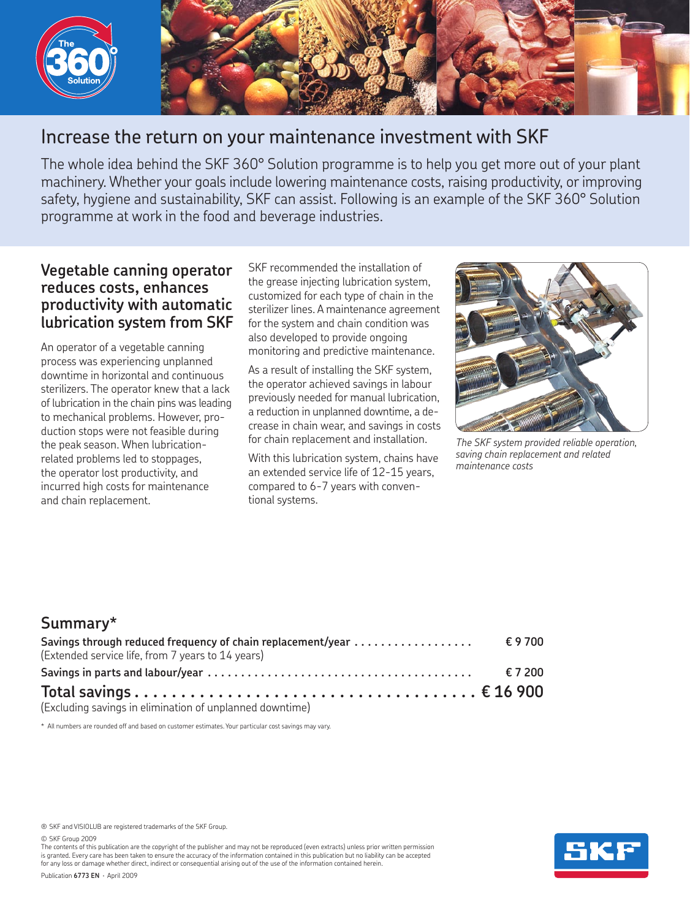# Increase the return on your maintenance investment with SKF

The whole idea behind the SKF 360° Solution programme is to help you get more out of your plant machinery. Whether your goals include lowering maintenance costs, raising productivity, or improving safety, hygiene and sustainability, SKF can assist. Following is an example of the SKF 360° Solution programme at work in the food and beverage industries.

## Vegetable canning operator reduces costs, enhances productivity with automatic lubrication system from SKF

An operator of a vegetable canning process was experiencing unplanned downtime in horizontal and continuous sterilizers. The operator knew that a lack of lubrication in the chain pins was leading to mechanical problems. However, production stops were not feasible during the peak season. When lubrication-related problems led to stoppages, the operator lost productivity, and incurred high costs for maintenance and chain replacement.

SKF recommended the installation of the grease injecting lubrication system, customized for each type of chain in the sterilizer lines. A maintenance agreement for the system and chain condition was also developed to provide ongoing monitoring and predictive maintenance.

As a result of installing the SKF system, the operator achieved savings in labour previously needed for manual lubrication, a reduction in unplanned downtime, a decrease in chain wear, and savings in costs for chain replacement and installation.

With this lubrication system, chains have an extended service life of 12-15 years, compared to 6-7 years with conventional systems.

*The SKF system provided reliable operation, saving chain replacement and related maintenance costs*

## Summary*

| | |
|---|---|
| **Savings through reduced frequency of chain replacement/year** (Extended service life, from 7 years to 14 years) | **€ 9 700** |
| **Savings in parts and labour/year** | **€ 7 200** |
| **Total savings** (Excluding savings in elimination of unplanned downtime) | **€ 16 900** |

\* All numbers are rounded off and based on customer estimates. Your particular cost savings may vary.

® SKF and VISIOLUB are registered trademarks of the SKF Group.

© SKF Group 2009

The contents of this publication are the copyright of the publisher and may not be reproduced (even extracts) unless prior written permission is granted. Every care has been taken to ensure the accuracy of the information contained in this publication but no liability can be accepted for any loss or damage whether direct, indirect or consequential arising out of the use of the information contained herein.

Publication **6773 EN** · April 2009